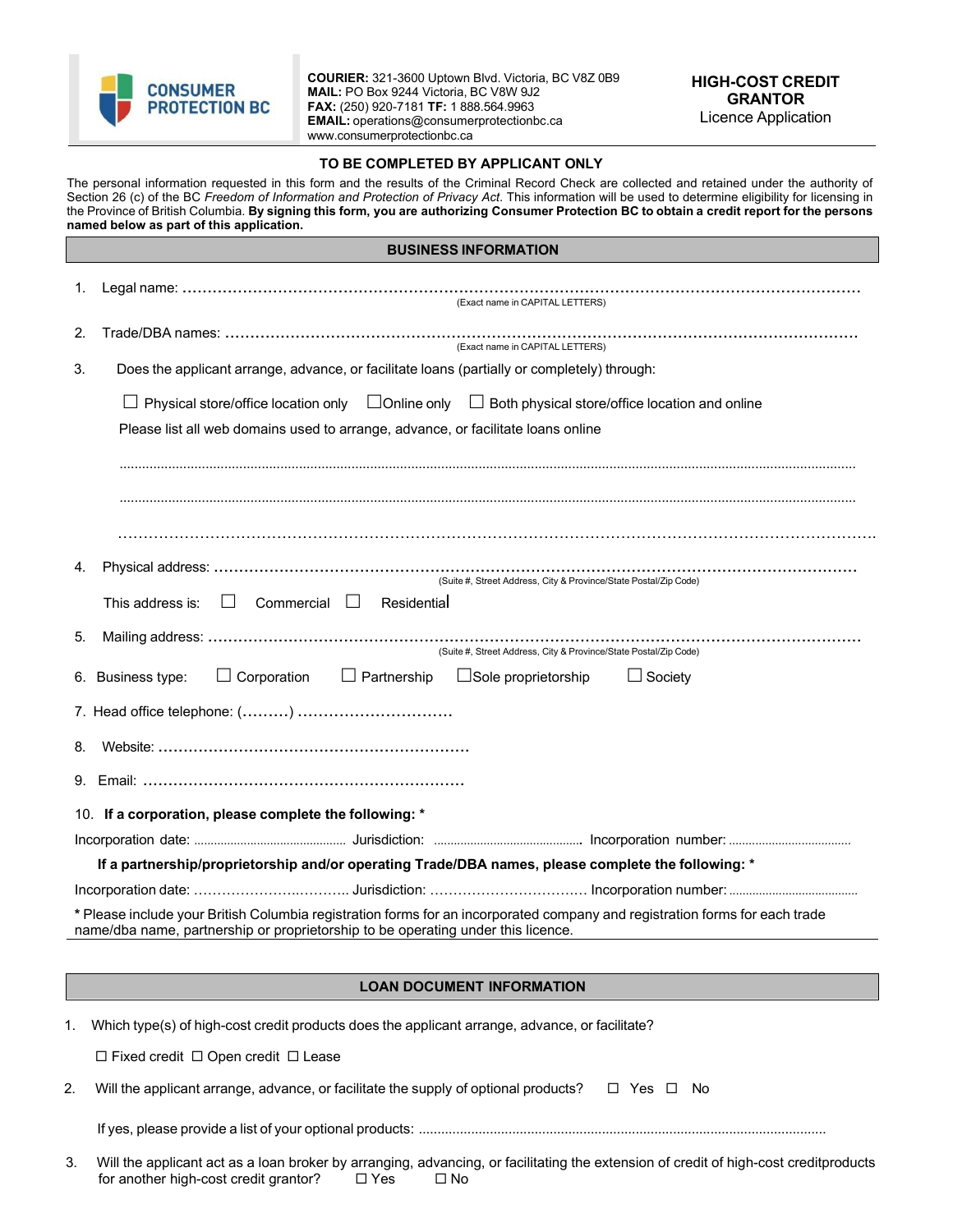CONSUMER PROTECTION BC

**COURIER:** 321-3600 Uptown Blvd. Victoria, BC V8Z 0B9
**MAIL:** PO Box 9244 Victoria, BC V8W 9J2
**FAX:** (250) 920-7181 **TF:** 1 888.564.9963
**EMAIL:** operations@consumerprotectionbc.ca
www.consumerprotectionbc.ca

# HIGH-COST CREDIT GRANTOR

Licence Application

**TO BE COMPLETED BY APPLICANT ONLY**

The personal information requested in this form and the results of the Criminal Record Check are collected and retained under the authority of Section 26 (c) of the BC *Freedom of Information and Protection of Privacy Act*. This information will be used to determine eligibility for licensing in the Province of British Columbia. **By signing this form, you are authorizing Consumer Protection BC to obtain a credit report for the persons named below as part of this application.**

## BUSINESS INFORMATION

1. Legal name: ……………………………………………………………………………………………………………
   (Exact name in CAPITAL LETTERS)

2. Trade/DBA names: ……………………………………………………………………………………………………
   (Exact name in CAPITAL LETTERS)

3. Does the applicant arrange, advance, or facilitate loans (partially or completely) through:

   ☐ Physical store/office location only ☐ Online only ☐ Both physical store/office location and online

   Please list all web domains used to arrange, advance, or facilitate loans online

   ……………………………………………………………………………………………………………………………

   ……………………………………………………………………………………………………………………………

   ……………………………………………………………………………………………………………………………

4. Physical address: ……………………………………………………………………………………………………
   (Suite #, Street Address, City & Province/State Postal/Zip Code)

   This address is: ☐ Commercial ☐ Residential

5. Mailing address: ……………………………………………………………………………………………………
   (Suite #, Street Address, City & Province/State Postal/Zip Code)

6. Business type: ☐ Corporation ☐ Partnership ☐ Sole proprietorship ☐ Society

7. Head office telephone: (………) …………………………

8. Website: …………………………………………………

9. Email: …………………………………………………

10. **If a corporation, please complete the following: \***

    Incorporation date: ………………………… Jurisdiction: ………………………… Incorporation number: …………………………

    **If a partnership/proprietorship and/or operating Trade/DBA names, please complete the following: \***

    Incorporation date: ………………………… Jurisdiction: ………………………… Incorporation number: …………………………

**\*** Please include your British Columbia registration forms for an incorporated company and registration forms for each trade name/dba name, partnership or proprietorship to be operating under this licence.

## LOAN DOCUMENT INFORMATION

1. Which type(s) of high-cost credit products does the applicant arrange, advance, or facilitate?

   ☐ Fixed credit ☐ Open credit ☐ Lease

2. Will the applicant arrange, advance, or facilitate the supply of optional products? ☐ Yes ☐ No

   If yes, please provide a list of your optional products: ……………………………………………………

3. Will the applicant act as a loan broker by arranging, advancing, or facilitating the extension of credit of high-cost creditproducts for another high-cost credit grantor? ☐ Yes ☐ No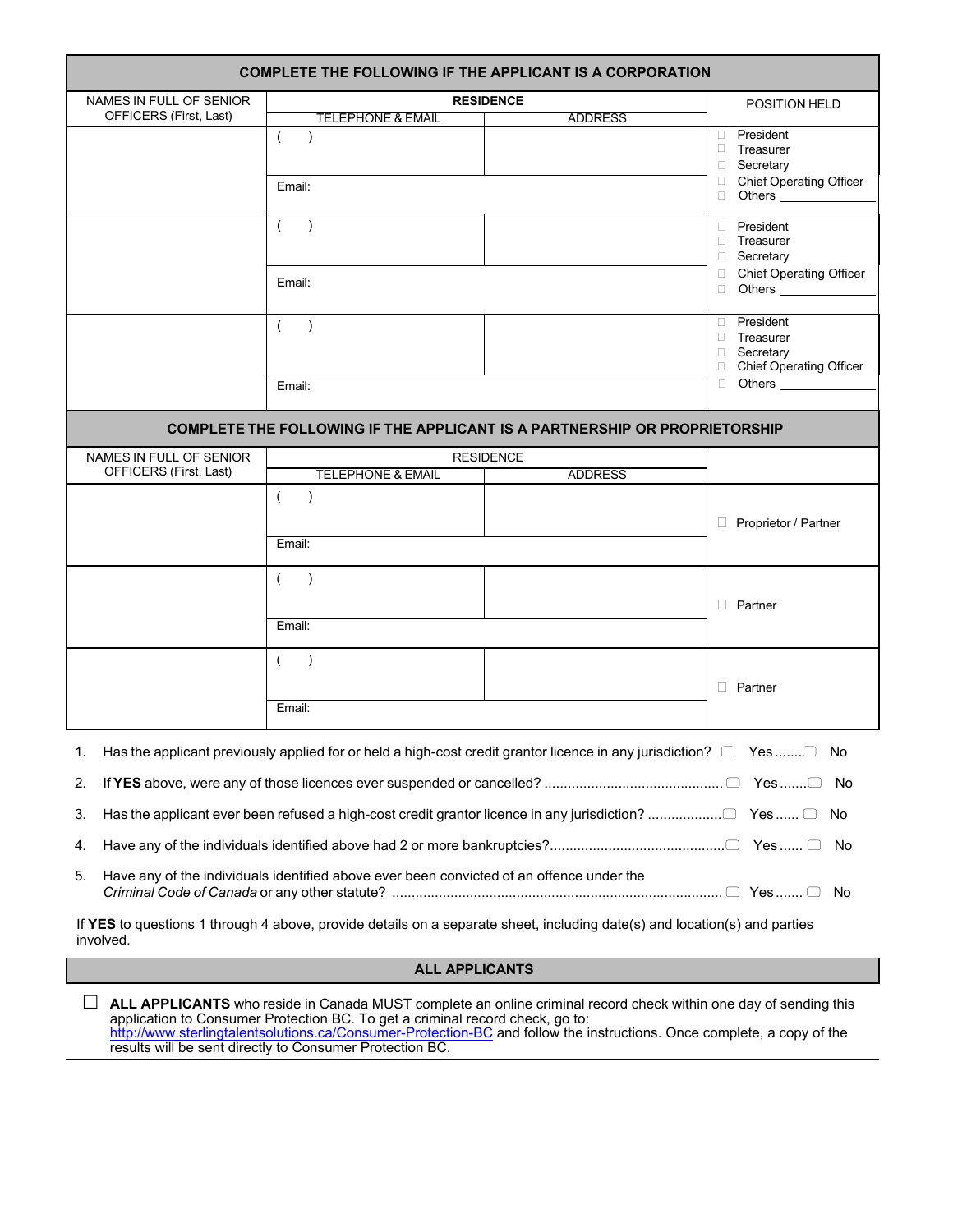## COMPLETE THE FOLLOWING IF THE APPLICANT IS A CORPORATION

| NAMES IN FULL OF SENIOR OFFICERS (First, Last) | RESIDENCE | | POSITION HELD |
|---|---|---|---|
| | TELEPHONE & EMAIL | ADDRESS | |
| | ( ) | | ☐ President ☐ Treasurer ☐ Secretary ☐ Chief Operating Officer ☐ Others ________ |
| | Email: | | |
| | ( ) | | ☐ President ☐ Treasurer ☐ Secretary ☐ Chief Operating Officer ☐ Others ________ |
| | Email: | | |
| | ( ) | | ☐ President ☐ Treasurer ☐ Secretary ☐ Chief Operating Officer ☐ Others ________ |
| | Email: | | |

## COMPLETE THE FOLLOWING IF THE APPLICANT IS A PARTNERSHIP OR PROPRIETORSHIP

| NAMES IN FULL OF SENIOR OFFICERS (First, Last) | RESIDENCE | | |
|---|---|---|---|
| | TELEPHONE & EMAIL | ADDRESS | |
| | ( ) | | ☐ Proprietor / Partner |
| | Email: | | |
| | ( ) | | ☐ Partner |
| | Email: | | |
| | ( ) | | ☐ Partner |
| | Email: | | |

1. Has the applicant previously applied for or held a high-cost credit grantor licence in any jurisdiction? ☐ Yes ....... ☐ No
2. If **YES** above, were any of those licences ever suspended or cancelled? ............................................ ☐ Yes ....... ☐ No
3. Has the applicant ever been refused a high-cost credit grantor licence in any jurisdiction? .................. ☐ Yes ...... ☐ No
4. Have any of the individuals identified above had 2 or more bankruptcies?............................................ ☐ Yes ...... ☐ No
5. Have any of the individuals identified above ever been convicted of an offence under the *Criminal Code of Canada* or any other statute? .................................................................................. ☐ Yes ....... ☐ No

If **YES** to questions 1 through 4 above, provide details on a separate sheet, including date(s) and location(s) and parties involved.

## ALL APPLICANTS

☐ **ALL APPLICANTS** who reside in Canada MUST complete an online criminal record check within one day of sending this application to Consumer Protection BC. To get a criminal record check, go to: http://www.sterlingtalentsolutions.ca/Consumer-Protection-BC and follow the instructions. Once complete, a copy of the results will be sent directly to Consumer Protection BC.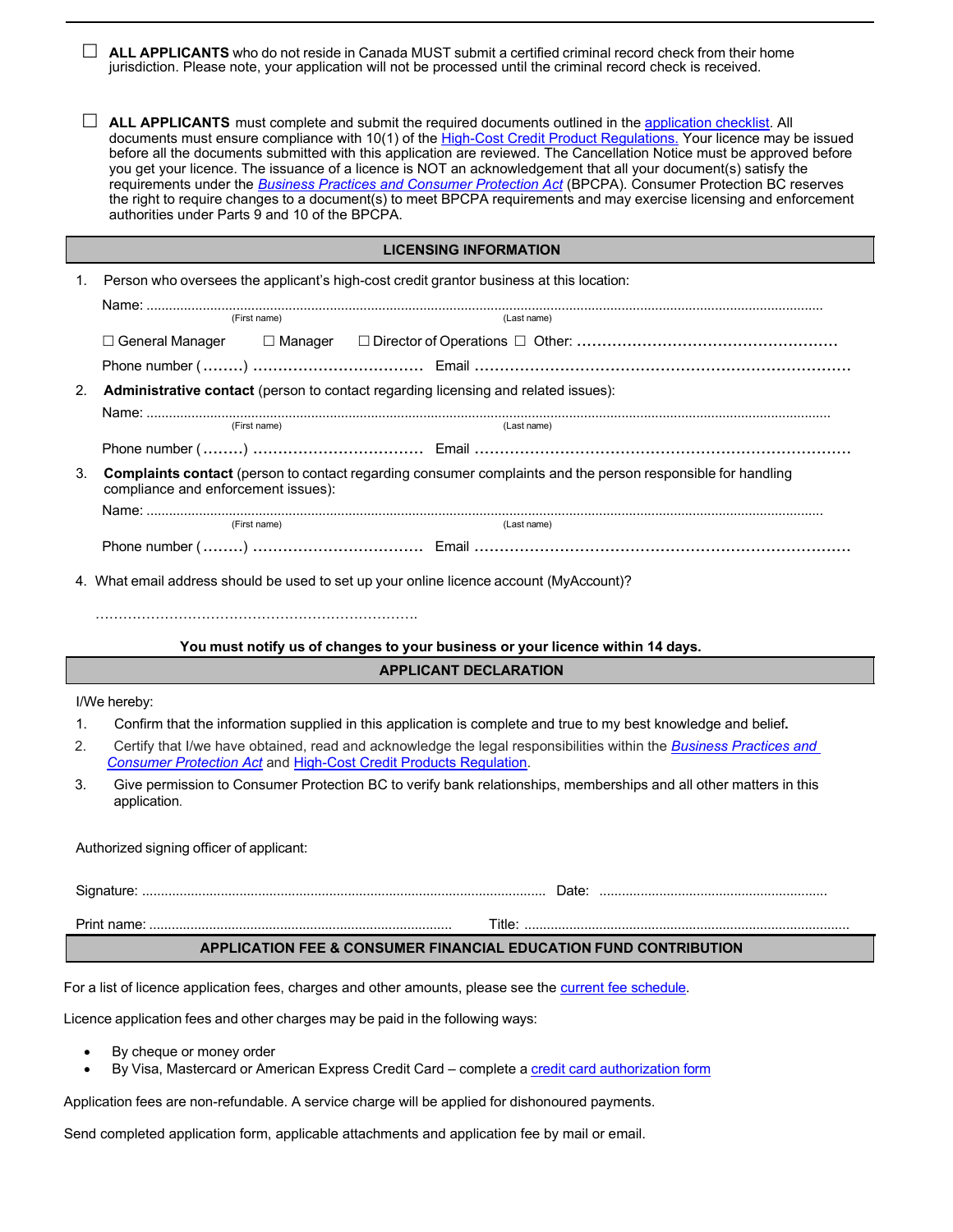☐ **ALL APPLICANTS** who do not reside in Canada MUST submit a certified criminal record check from their home jurisdiction. Please note, your application will not be processed until the criminal record check is received.

☐ **ALL APPLICANTS** must complete and submit the required documents outlined in the application checklist. All documents must ensure compliance with 10(1) of the High-Cost Credit Product Regulations. Your licence may be issued before all the documents submitted with this application are reviewed. The Cancellation Notice must be approved before you get your licence. The issuance of a licence is NOT an acknowledgement that all your document(s) satisfy the requirements under the *Business Practices and Consumer Protection Act* (BPCPA). Consumer Protection BC reserves the right to require changes to a document(s) to meet BPCPA requirements and may exercise licensing and enforcement authorities under Parts 9 and 10 of the BPCPA.

## LICENSING INFORMATION

1. Person who oversees the applicant's high-cost credit grantor business at this location:

   Name: .................................................................................................................
   (First name) (Last name)

   ☐ General Manager ☐ Manager ☐ Director of Operations ☐ Other: ....................................................

   Phone number (........) ................................. Email ..........................................................................

2. **Administrative contact** (person to contact regarding licensing and related issues):

   Name: .................................................................................................................
   (First name) (Last name)

   Phone number (........) ................................. Email ..........................................................................

3. **Complaints contact** (person to contact regarding consumer complaints and the person responsible for handling compliance and enforcement issues):

   Name: .................................................................................................................
   (First name) (Last name)

   Phone number (........) ................................. Email ..........................................................................

4. What email address should be used to set up your online licence account (MyAccount)?

   ....................................................................

**You must notify us of changes to your business or your licence within 14 days.**

## APPLICANT DECLARATION

I/We hereby:

1. Confirm that the information supplied in this application is complete and true to my best knowledge and belief**.**
2. Certify that I/we have obtained, read and acknowledge the legal responsibilities within the *Business Practices and Consumer Protection Act* and High-Cost Credit Products Regulation.
3. Give permission to Consumer Protection BC to verify bank relationships, memberships and all other matters in this application.

Authorized signing officer of applicant:

Signature: .......................................................................................................... Date: ............................................................

Print name: ................................................................................ Title: ......................................................................................

## APPLICATION FEE & CONSUMER FINANCIAL EDUCATION FUND CONTRIBUTION

For a list of licence application fees, charges and other amounts, please see the current fee schedule.

Licence application fees and other charges may be paid in the following ways:

- By cheque or money order
- By Visa, Mastercard or American Express Credit Card – complete a credit card authorization form

Application fees are non-refundable. A service charge will be applied for dishonoured payments.

Send completed application form, applicable attachments and application fee by mail or email.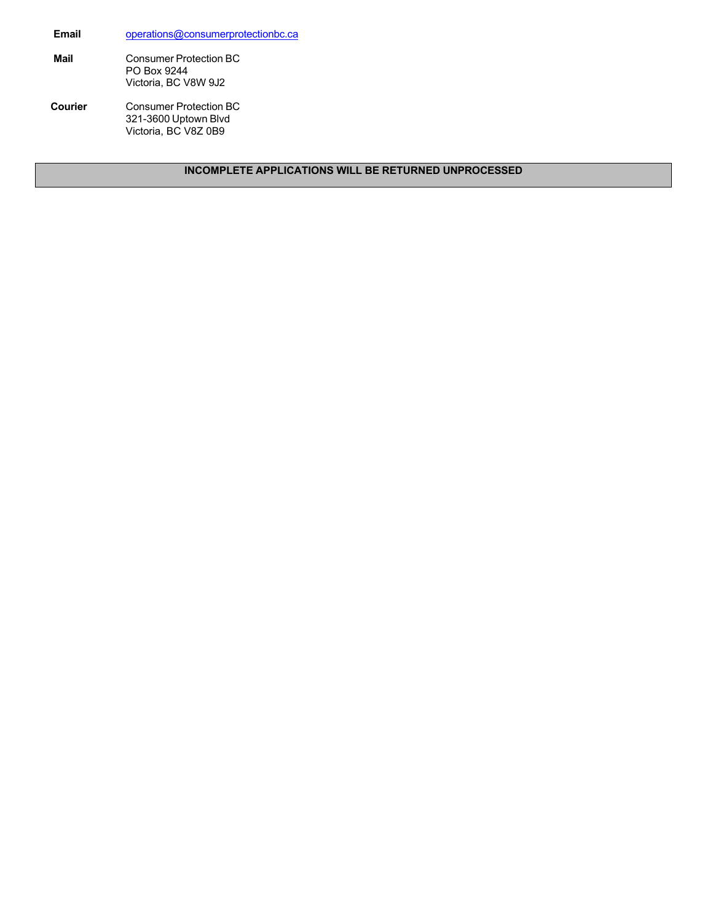| | |
| --- | --- |
| **Email** | operations@consumerprotectionbc.ca |
| **Mail** | Consumer Protection BC<br>PO Box 9244<br>Victoria, BC V8W 9J2 |
| **Courier** | Consumer Protection BC<br>321-3600 Uptown Blvd<br>Victoria, BC V8Z 0B9 |

**INCOMPLETE APPLICATIONS WILL BE RETURNED UNPROCESSED**